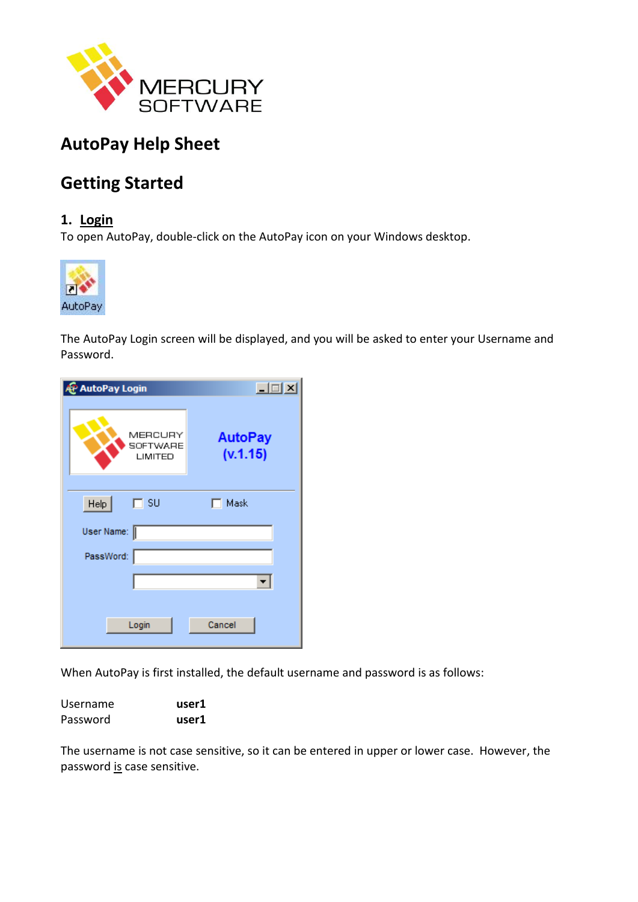# AutoPay Help Sheet

## Getting Started

### 1. Login

To open AutoPay, double-click on the AutoPay icon on your Windows desktop.

The AutoPay Login screen will be displayed, and you will be asked to enter your Username and Password.

When AutoPay is first installed, the default username and password is as follows:

Username **user1**
Password **user1**

The username is not case sensitive, so it can be entered in upper or lower case. However, the password is case sensitive.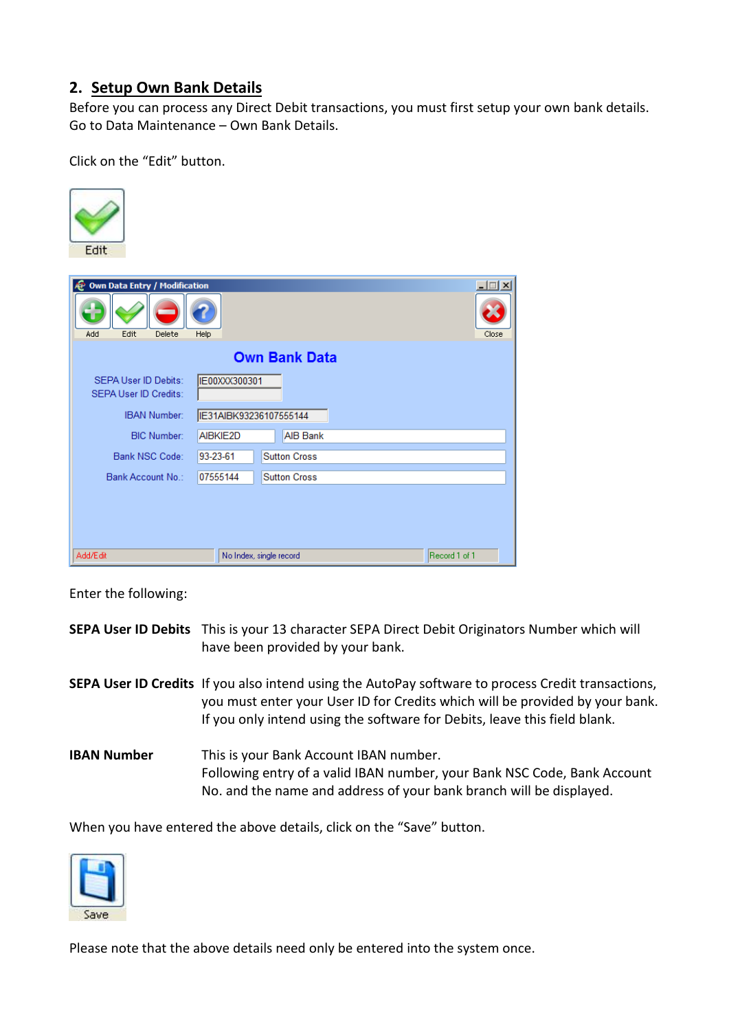## 2. Setup Own Bank Details

Before you can process any Direct Debit transactions, you must first setup your own bank details. Go to Data Maintenance – Own Bank Details.

Click on the "Edit" button.

Enter the following:

**SEPA User ID Debits** This is your 13 character SEPA Direct Debit Originators Number which will have been provided by your bank.

**SEPA User ID Credits** If you also intend using the AutoPay software to process Credit transactions, you must enter your User ID for Credits which will be provided by your bank. If you only intend using the software for Debits, leave this field blank.

**IBAN Number** This is your Bank Account IBAN number. Following entry of a valid IBAN number, your Bank NSC Code, Bank Account No. and the name and address of your bank branch will be displayed.

When you have entered the above details, click on the "Save" button.

Please note that the above details need only be entered into the system once.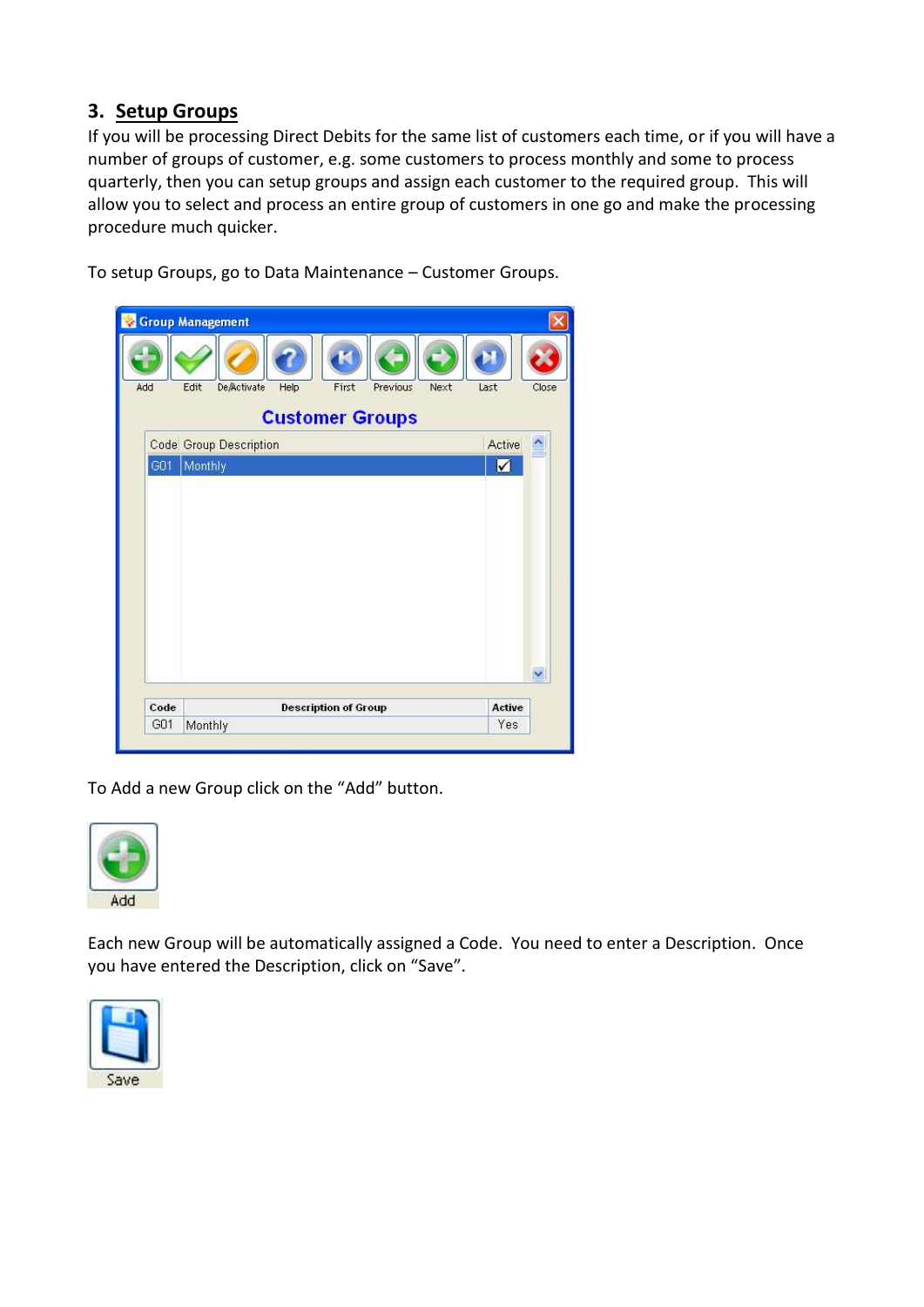## 3. Setup Groups

If you will be processing Direct Debits for the same list of customers each time, or if you will have a number of groups of customer, e.g. some customers to process monthly and some to process quarterly, then you can setup groups and assign each customer to the required group. This will allow you to select and process an entire group of customers in one go and make the processing procedure much quicker.

To setup Groups, go to Data Maintenance – Customer Groups.

To Add a new Group click on the “Add” button.

Each new Group will be automatically assigned a Code. You need to enter a Description. Once you have entered the Description, click on “Save”.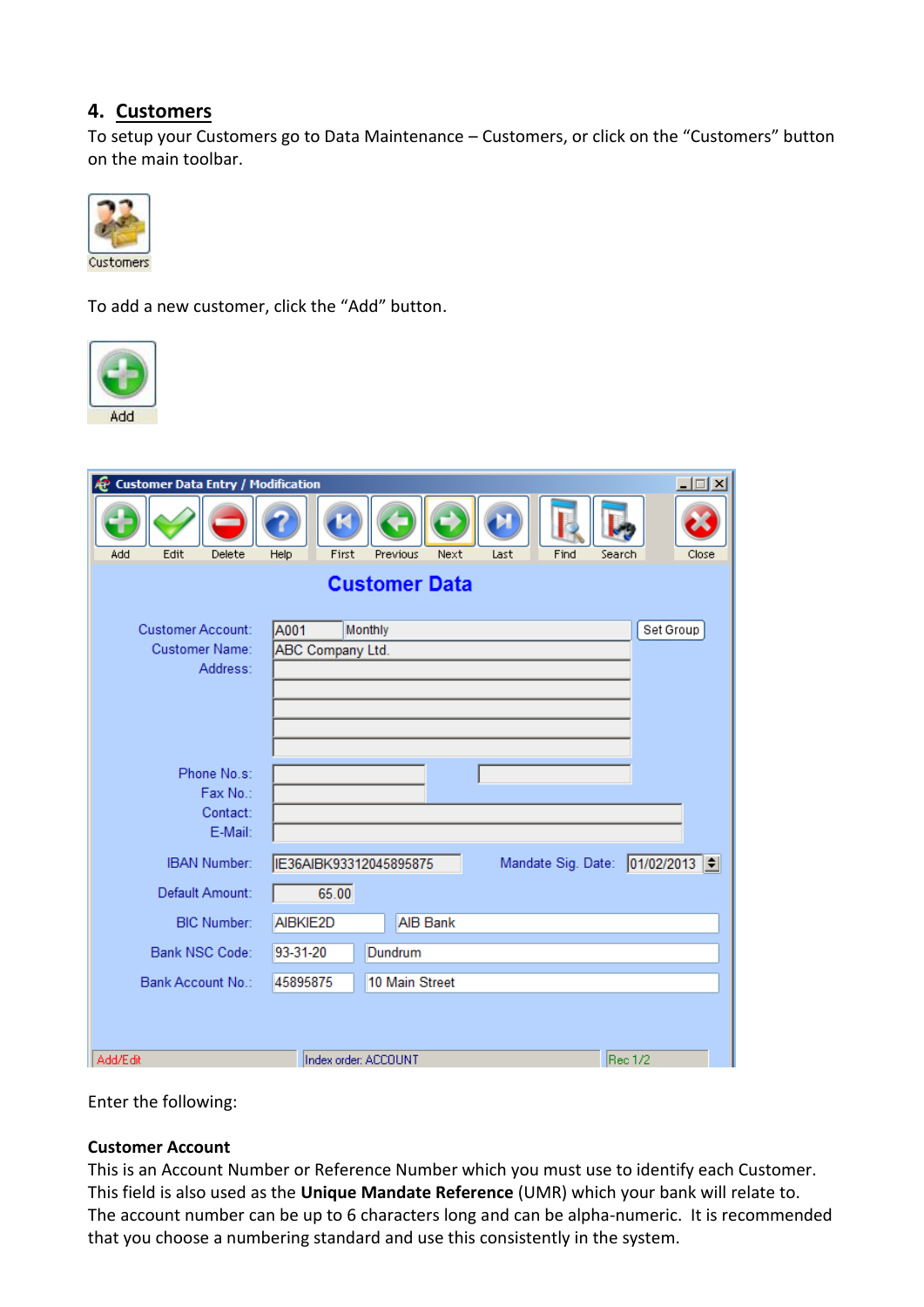## 4. Customers

To setup your Customers go to Data Maintenance – Customers, or click on the "Customers" button on the main toolbar.

To add a new customer, click the "Add" button.

Enter the following:

**Customer Account**

This is an Account Number or Reference Number which you must use to identify each Customer. This field is also used as the **Unique Mandate Reference** (UMR) which your bank will relate to. The account number can be up to 6 characters long and can be alpha-numeric. It is recommended that you choose a numbering standard and use this consistently in the system.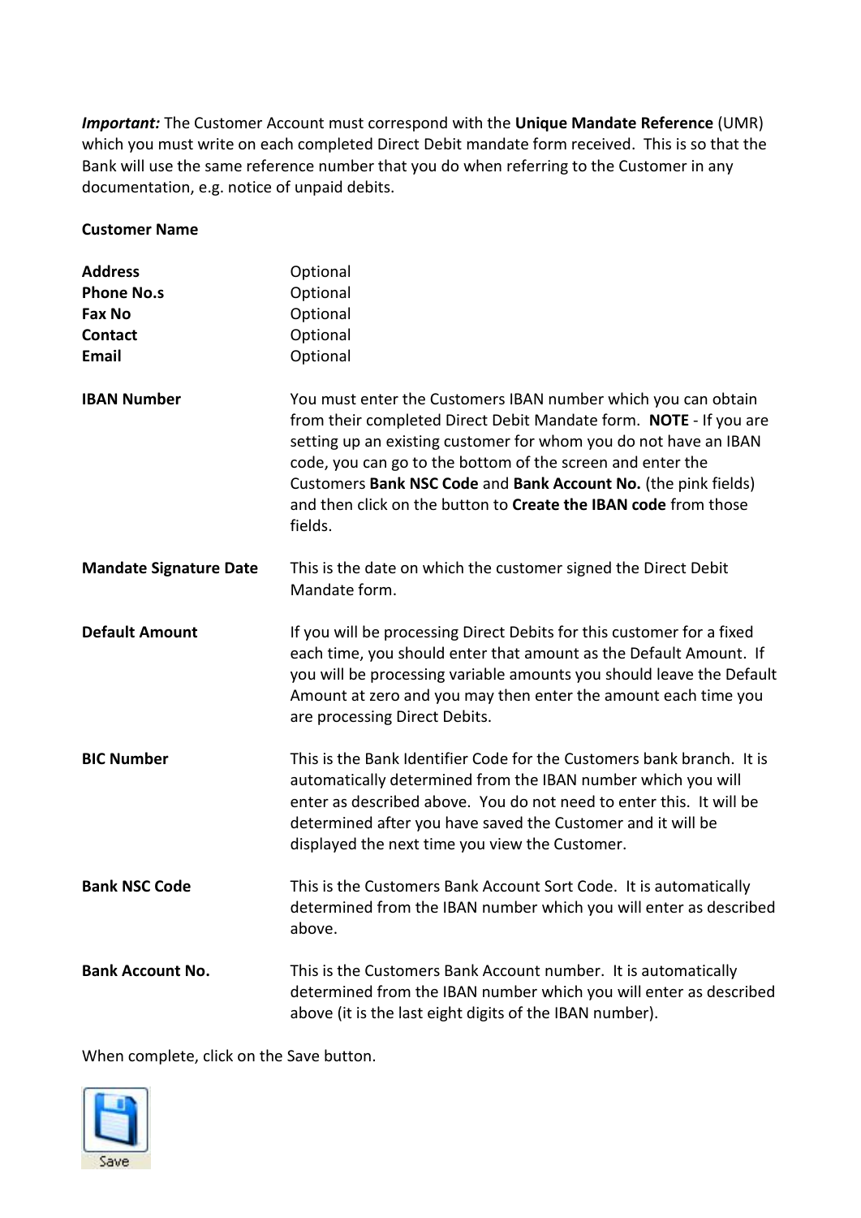***Important:*** The Customer Account must correspond with the **Unique Mandate Reference** (UMR) which you must write on each completed Direct Debit mandate form received. This is so that the Bank will use the same reference number that you do when referring to the Customer in any documentation, e.g. notice of unpaid debits.

**Customer Name**

| | |
|---|---|
| **Address** | Optional |
| **Phone No.s** | Optional |
| **Fax No** | Optional |
| **Contact** | Optional |
| **Email** | Optional |

| | |
|---|---|
| **IBAN Number** | You must enter the Customers IBAN number which you can obtain from their completed Direct Debit Mandate form. **NOTE** - If you are setting up an existing customer for whom you do not have an IBAN code, you can go to the bottom of the screen and enter the Customers **Bank NSC Code** and **Bank Account No.** (the pink fields) and then click on the button to **Create the IBAN code** from those fields. |
| **Mandate Signature Date** | This is the date on which the customer signed the Direct Debit Mandate form. |
| **Default Amount** | If you will be processing Direct Debits for this customer for a fixed each time, you should enter that amount as the Default Amount. If you will be processing variable amounts you should leave the Default Amount at zero and you may then enter the amount each time you are processing Direct Debits. |
| **BIC Number** | This is the Bank Identifier Code for the Customers bank branch. It is automatically determined from the IBAN number which you will enter as described above. You do not need to enter this. It will be determined after you have saved the Customer and it will be displayed the next time you view the Customer. |
| **Bank NSC Code** | This is the Customers Bank Account Sort Code. It is automatically determined from the IBAN number which you will enter as described above. |
| **Bank Account No.** | This is the Customers Bank Account number. It is automatically determined from the IBAN number which you will enter as described above (it is the last eight digits of the IBAN number). |

When complete, click on the Save button.

Save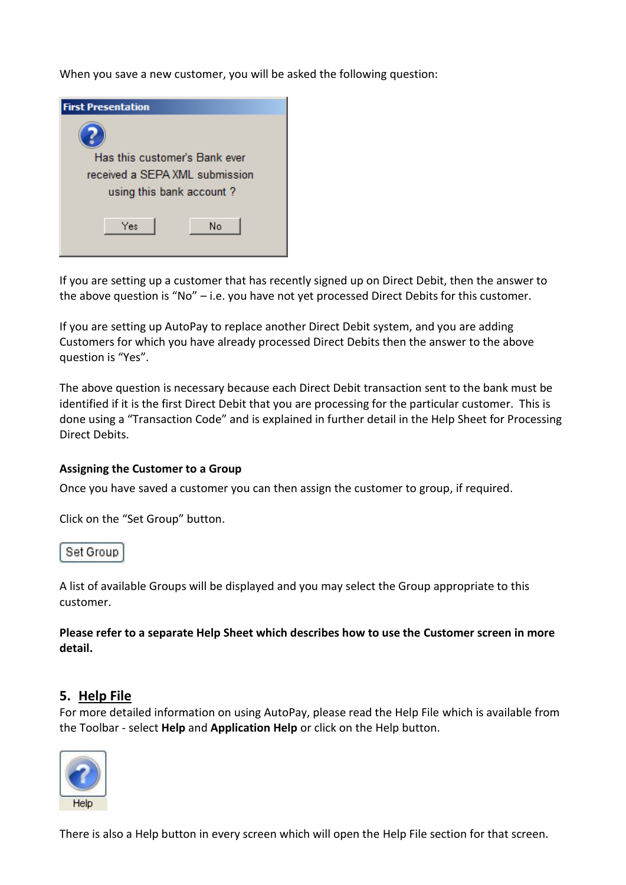When you save a new customer, you will be asked the following question:

If you are setting up a customer that has recently signed up on Direct Debit, then the answer to the above question is "No" – i.e. you have not yet processed Direct Debits for this customer.

If you are setting up AutoPay to replace another Direct Debit system, and you are adding Customers for which you have already processed Direct Debits then the answer to the above question is "Yes".

The above question is necessary because each Direct Debit transaction sent to the bank must be identified if it is the first Direct Debit that you are processing for the particular customer. This is done using a "Transaction Code" and is explained in further detail in the Help Sheet for Processing Direct Debits.

**Assigning the Customer to a Group**

Once you have saved a customer you can then assign the customer to group, if required.

Click on the "Set Group" button.

A list of available Groups will be displayed and you may select the Group appropriate to this customer.

**Please refer to a separate Help Sheet which describes how to use the Customer screen in more detail.**

## 5. Help File

For more detailed information on using AutoPay, please read the Help File which is available from the Toolbar - select **Help** and **Application Help** or click on the Help button.

There is also a Help button in every screen which will open the Help File section for that screen.